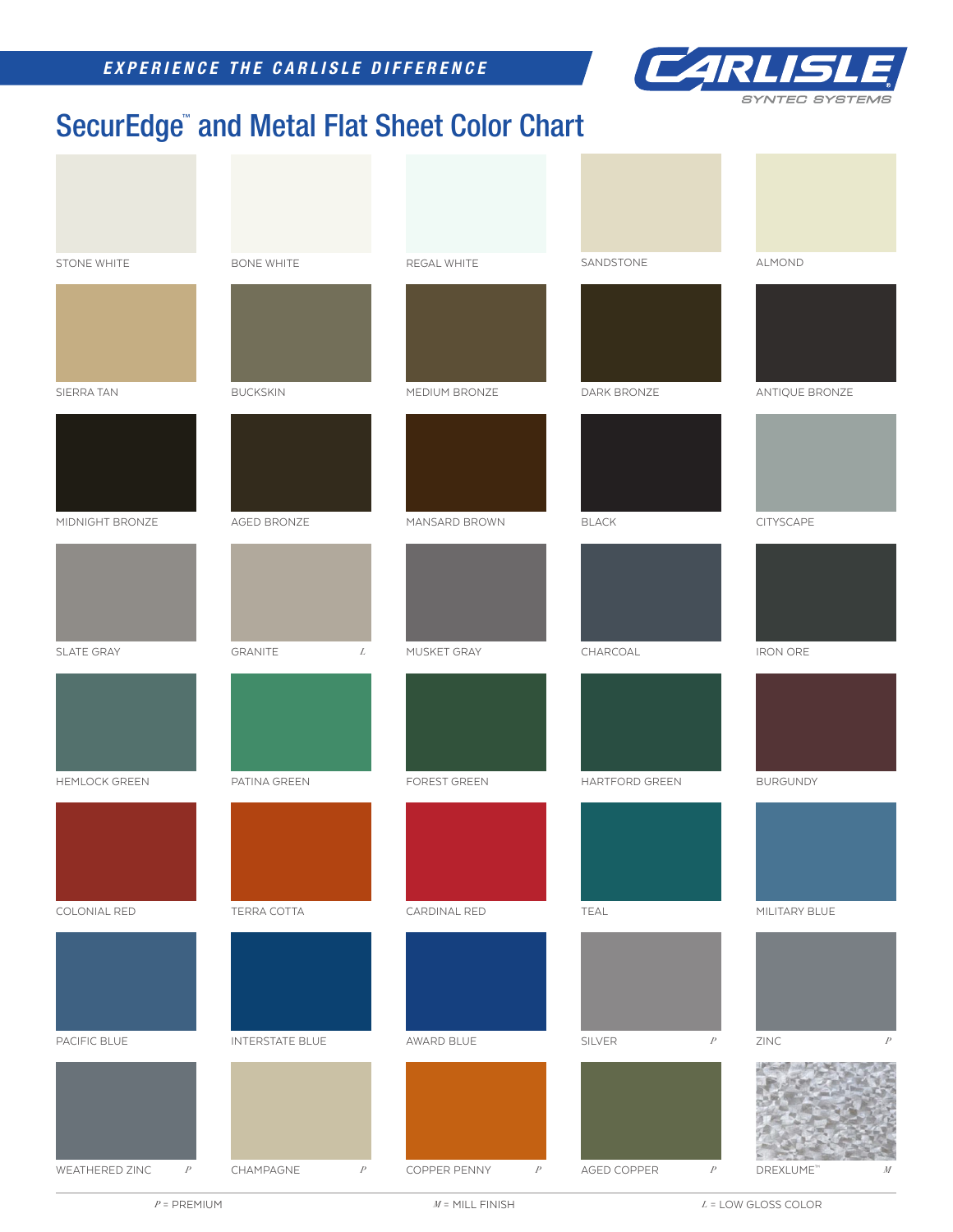EXPERIENCE THE CARLISLE DIFFERENCE

CARLISLE SYNTEC SYSTEMS

# SecurEdge™ and Metal Flat Sheet Color Chart

| | | | | |
|---|---|---|---|---|
| STONE WHITE | BONE WHITE | REGAL WHITE | SANDSTONE | ALMOND |
| SIERRA TAN | BUCKSKIN | MEDIUM BRONZE | DARK BRONZE | ANTIQUE BRONZE |
| MIDNIGHT BRONZE | AGED BRONZE | MANSARD BROWN | BLACK | CITYSCAPE |
| SLATE GRAY | GRANITE *L* | MUSKET GRAY | CHARCOAL | IRON ORE |
| HEMLOCK GREEN | PATINA GREEN | FOREST GREEN | HARTFORD GREEN | BURGUNDY |
| COLONIAL RED | TERRA COTTA | CARDINAL RED | TEAL | MILITARY BLUE |
| PACIFIC BLUE | INTERSTATE BLUE | AWARD BLUE | SILVER *P* | ZINC *P* |
| WEATHERED ZINC *P* | CHAMPAGNE *P* | COPPER PENNY *P* | AGED COPPER *P* | DREXLUME™ *M* |

*P* = PREMIUM  *M* = MILL FINISH  *L* = LOW GLOSS COLOR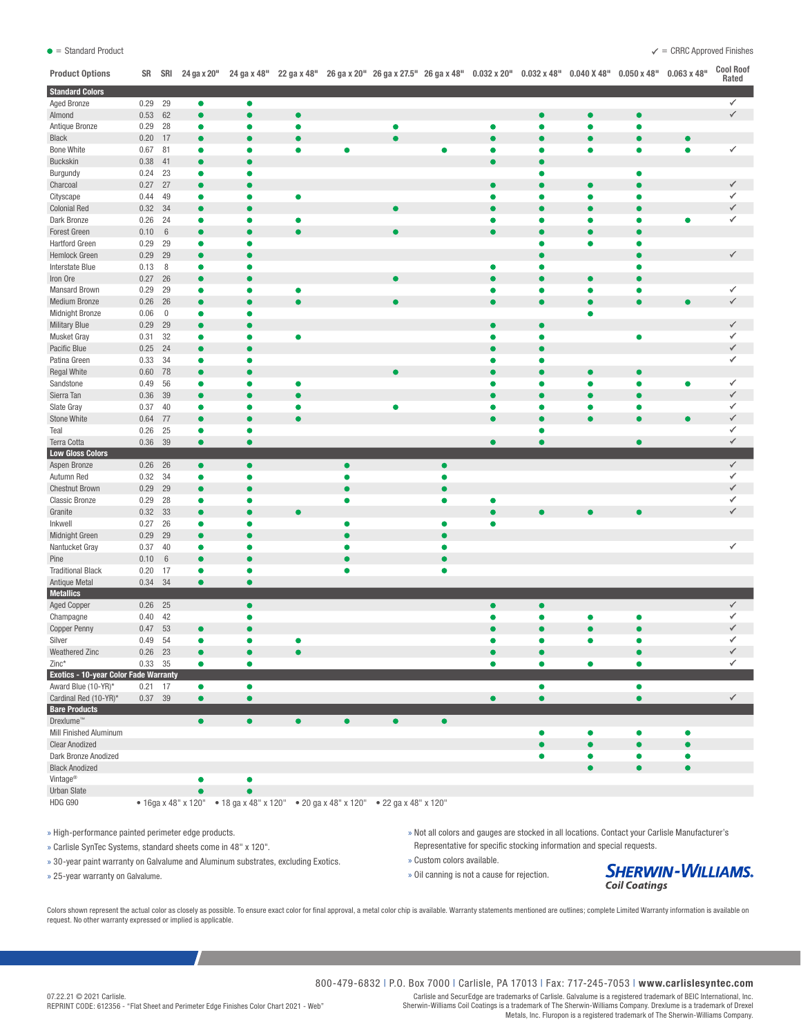● = Standard Product

✓ = CRRC Approved Finishes

| Product Options | SR | SRI | 24 ga x 20" | 24 ga x 48" | 22 ga x 48" | 26 ga x 20" | 26 ga x 27.5" | 26 ga x 48" | 0.032 x 20" | 0.032 x 48" | 0.040 X 48" | 0.050 x 48" | 0.063 x 48" | Cool Roof Rated |
|---|---|---|---|---|---|---|---|---|---|---|---|---|---|---|
| **Standard Colors** | | | | | | | | | | | | | | |
| Aged Bronze | 0.29 | 29 | ● | ● | | | | | | | | | | ✓ |
| Almond | 0.53 | 62 | ● | ● | ● | | | | | ● | ● | ● | | ✓ |
| Antique Bronze | 0.29 | 28 | ● | ● | ● | | ● | | ● | ● | ● | ● | | |
| Black | 0.20 | 17 | ● | ● | ● | | ● | | ● | ● | ● | ● | ● | |
| Bone White | 0.67 | 81 | ● | ● | ● | ● | | ● | ● | ● | ● | ● | ● | ✓ |
| Buckskin | 0.38 | 41 | ● | ● | | | | | ● | ● | | | | |
| Burgundy | 0.24 | 23 | ● | ● | | | | | | ● | | ● | | |
| Charcoal | 0.27 | 27 | ● | ● | | | | | ● | ● | ● | ● | | ✓ |
| Cityscape | 0.44 | 49 | ● | ● | ● | | | | ● | ● | ● | ● | | ✓ |
| Colonial Red | 0.32 | 34 | ● | ● | | | ● | | ● | ● | ● | ● | | ✓ |
| Dark Bronze | 0.26 | 24 | ● | ● | ● | | | | ● | ● | ● | ● | ● | ✓ |
| Forest Green | 0.10 | 6 | ● | ● | ● | | ● | | ● | ● | ● | ● | | |
| Hartford Green | 0.29 | 29 | ● | ● | | | | | | ● | ● | ● | | |
| Hemlock Green | 0.29 | 29 | ● | ● | | | | | | ● | | ● | | ✓ |
| Interstate Blue | 0.13 | 8 | ● | ● | | | | | ● | ● | | ● | | |
| Iron Ore | 0.27 | 26 | ● | ● | | | ● | | ● | ● | ● | ● | | |
| Mansard Brown | 0.29 | 29 | ● | ● | ● | | | | ● | ● | ● | ● | | ✓ |
| Medium Bronze | 0.26 | 26 | ● | ● | ● | | ● | | ● | ● | ● | ● | ● | ✓ |
| Midnight Bronze | 0.06 | 0 | ● | ● | | | | | | | ● | | | |
| Military Blue | 0.29 | 29 | ● | ● | | | | | ● | ● | | | | ✓ |
| Musket Gray | 0.31 | 32 | ● | ● | ● | | | | ● | ● | | ● | | ✓ |
| Pacific Blue | 0.25 | 24 | ● | ● | | | | | ● | ● | | | | ✓ |
| Patina Green | 0.33 | 34 | ● | ● | | | | | ● | ● | | | | ✓ |
| Regal White | 0.60 | 78 | ● | ● | | | ● | | ● | ● | ● | ● | | |
| Sandstone | 0.49 | 56 | ● | ● | ● | | | | ● | ● | ● | ● | ● | ✓ |
| Sierra Tan | 0.36 | 39 | ● | ● | ● | | | | ● | ● | ● | ● | | ✓ |
| Slate Gray | 0.37 | 40 | ● | ● | ● | | ● | | ● | ● | ● | ● | | ✓ |
| Stone White | 0.64 | 77 | ● | ● | ● | | | | ● | ● | ● | ● | ● | ✓ |
| Teal | 0.26 | 25 | ● | ● | | | | | | ● | | | | ✓ |
| Terra Cotta | 0.36 | 39 | ● | ● | | | | | ● | ● | | ● | | ✓ |
| **Low Gloss Colors** | | | | | | | | | | | | | | |
| Aspen Bronze | 0.26 | 26 | ● | ● | | ● | | ● | | | | | | ✓ |
| Autumn Red | 0.32 | 34 | ● | ● | | ● | | ● | | | | | | ✓ |
| Chestnut Brown | 0.29 | 29 | ● | ● | | ● | | ● | | | | | | ✓ |
| Classic Bronze | 0.29 | 28 | ● | ● | | ● | | ● | ● | | | | | ✓ |
| Granite | 0.32 | 33 | ● | ● | ● | | | | ● | ● | ● | ● | | ✓ |
| Inkwell | 0.27 | 26 | ● | ● | | ● | | ● | ● | | | | | |
| Midnight Green | 0.29 | 29 | ● | ● | | ● | | ● | | | | | | |
| Nantucket Gray | 0.37 | 40 | ● | ● | | ● | | ● | | | | | | ✓ |
| Pine | 0.10 | 6 | ● | ● | | ● | | ● | | | | | | |
| Traditional Black | 0.20 | 17 | ● | ● | | ● | | ● | | | | | | |
| Antique Metal | 0.34 | 34 | ● | ● | | | | | | | | | | |
| **Metallics** | | | | | | | | | | | | | | |
| Aged Copper | 0.26 | 25 | | ● | | | | | ● | ● | | | | ✓ |
| Champagne | 0.40 | 42 | | ● | | | | | ● | ● | ● | ● | | ✓ |
| Copper Penny | 0.47 | 53 | ● | ● | | | | | ● | ● | ● | ● | | ✓ |
| Silver | 0.49 | 54 | ● | ● | ● | | | | ● | ● | ● | ● | | ✓ |
| Weathered Zinc | 0.26 | 23 | ● | ● | ● | | | | ● | ● | | ● | | ✓ |
| Zinc* | 0.33 | 35 | ● | ● | | | | | ● | ● | ● | ● | | ✓ |
| **Exotics - 10-year Color Fade Warranty** | | | | | | | | | | | | | | |
| Award Blue (10-YR)* | 0.21 | 17 | ● | ● | | | | | | ● | | ● | | |
| Cardinal Red (10-YR)* | 0.37 | 39 | ● | ● | | | | | ● | ● | | ● | | ✓ |
| **Bare Products** | | | | | | | | | | | | | | |
| Drexlume™ | | | ● | ● | ● | ● | ● | ● | | | | | | |
| Mill Finished Aluminum | | | | | | | | | | ● | ● | ● | ● | |
| Clear Anodized | | | | | | | | | | ● | ● | ● | ● | |
| Dark Bronze Anodized | | | | | | | | | | ● | ● | ● | ● | |
| Black Anodized | | | | | | | | | | | ● | ● | ● | |
| Vintage® | | | ● | ● | | | | | | | | | | |
| Urban Slate | | | ● | ● | | | | | | | | | | |
| HDG G90 | | | • 16ga x 48" x 120" • 18 ga x 48" x 120" • 20 ga x 48" x 120" • 22 ga x 48" x 120" | | | | | | | | | | | |

- » High-performance painted perimeter edge products.
- » Carlisle SynTec Systems, standard sheets come in 48" x 120".
- » 30-year paint warranty on Galvalume and Aluminum substrates, excluding Exotics.
- » 25-year warranty on Galvalume.
- » Not all colors and gauges are stocked in all locations. Contact your Carlisle Manufacturer's Representative for specific stocking information and special requests.
- » Custom colors available.
- » Oil canning is not a cause for rejection.

SHERWIN-WILLIAMS. Coil Coatings

Colors shown represent the actual color as closely as possible. To ensure exact color for final approval, a metal color chip is available. Warranty statements mentioned are outlines; complete Limited Warranty information is available on request. No other warranty expressed or implied is applicable.

800-479-6832 | P.O. Box 7000 | Carlisle, PA 17013 | Fax: 717-245-7053 | **www.carlislesyntec.com**

07.22.21 © 2021 Carlisle.
REPRINT CODE: 612356 - "Flat Sheet and Perimeter Edge Finishes Color Chart 2021 - Web"

Carlisle and SecurEdge are trademarks of Carlisle. Galvalume is a registered trademark of BEIC International, Inc. Sherwin-Williams Coil Coatings is a trademark of The Sherwin-Williams Company. Drexlume is a trademark of Drexel Metals, Inc. Fluropon is a registered trademark of The Sherwin-Williams Company.